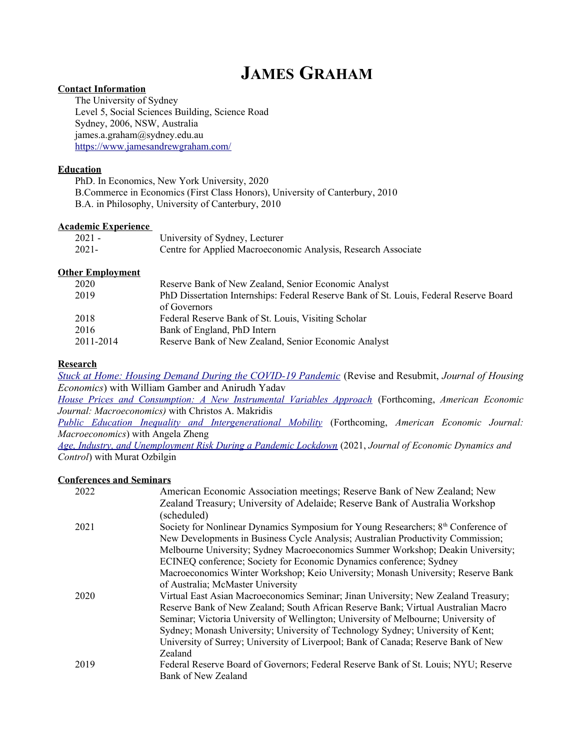# James Graham

## Contact Information

The University of Sydney
Level 5, Social Sciences Building, Science Road
Sydney, 2006, NSW, Australia
james.a.graham@sydney.edu.au
https://www.jamesandrewgraham.com/

## Education

PhD. In Economics, New York University, 2020
B.Commerce in Economics (First Class Honors), University of Canterbury, 2010
B.A. in Philosophy, University of Canterbury, 2010

## Academic Experience

| | |
|---|---|
| 2021 - | University of Sydney, Lecturer |
| 2021- | Centre for Applied Macroeconomic Analysis, Research Associate |

## Other Employment

| | |
|---|---|
| 2020 | Reserve Bank of New Zealand, Senior Economic Analyst |
| 2019 | PhD Dissertation Internships: Federal Reserve Bank of St. Louis, Federal Reserve Board of Governors |
| 2018 | Federal Reserve Bank of St. Louis, Visiting Scholar |
| 2016 | Bank of England, PhD Intern |
| 2011-2014 | Reserve Bank of New Zealand, Senior Economic Analyst |

## Research

*Stuck at Home: Housing Demand During the COVID-19 Pandemic* (Revise and Resubmit, *Journal of Housing Economics*) with William Gamber and Anirudh Yadav

*House Prices and Consumption: A New Instrumental Variables Approach* (Forthcoming, *American Economic Journal: Macroeconomics)* with Christos A. Makridis

*Public Education Inequality and Intergenerational Mobility* (Forthcoming, *American Economic Journal: Macroeconomics*) with Angela Zheng

*Age, Industry, and Unemployment Risk During a Pandemic Lockdown* (2021, *Journal of Economic Dynamics and Control*) with Murat Ozbilgin

## Conferences and Seminars

| | |
|---|---|
| 2022 | American Economic Association meetings; Reserve Bank of New Zealand; New Zealand Treasury; University of Adelaide; Reserve Bank of Australia Workshop (scheduled) |
| 2021 | Society for Nonlinear Dynamics Symposium for Young Researchers; 8th Conference of New Developments in Business Cycle Analysis; Australian Productivity Commission; Melbourne University; Sydney Macroeconomics Summer Workshop; Deakin University; ECINEQ conference; Society for Economic Dynamics conference; Sydney Macroeconomics Winter Workshop; Keio University; Monash University; Reserve Bank of Australia; McMaster University |
| 2020 | Virtual East Asian Macroeconomics Seminar; Jinan University; New Zealand Treasury; Reserve Bank of New Zealand; South African Reserve Bank; Virtual Australian Macro Seminar; Victoria University of Wellington; University of Melbourne; University of Sydney; Monash University; University of Technology Sydney; University of Kent; University of Surrey; University of Liverpool; Bank of Canada; Reserve Bank of New Zealand |
| 2019 | Federal Reserve Board of Governors; Federal Reserve Bank of St. Louis; NYU; Reserve Bank of New Zealand |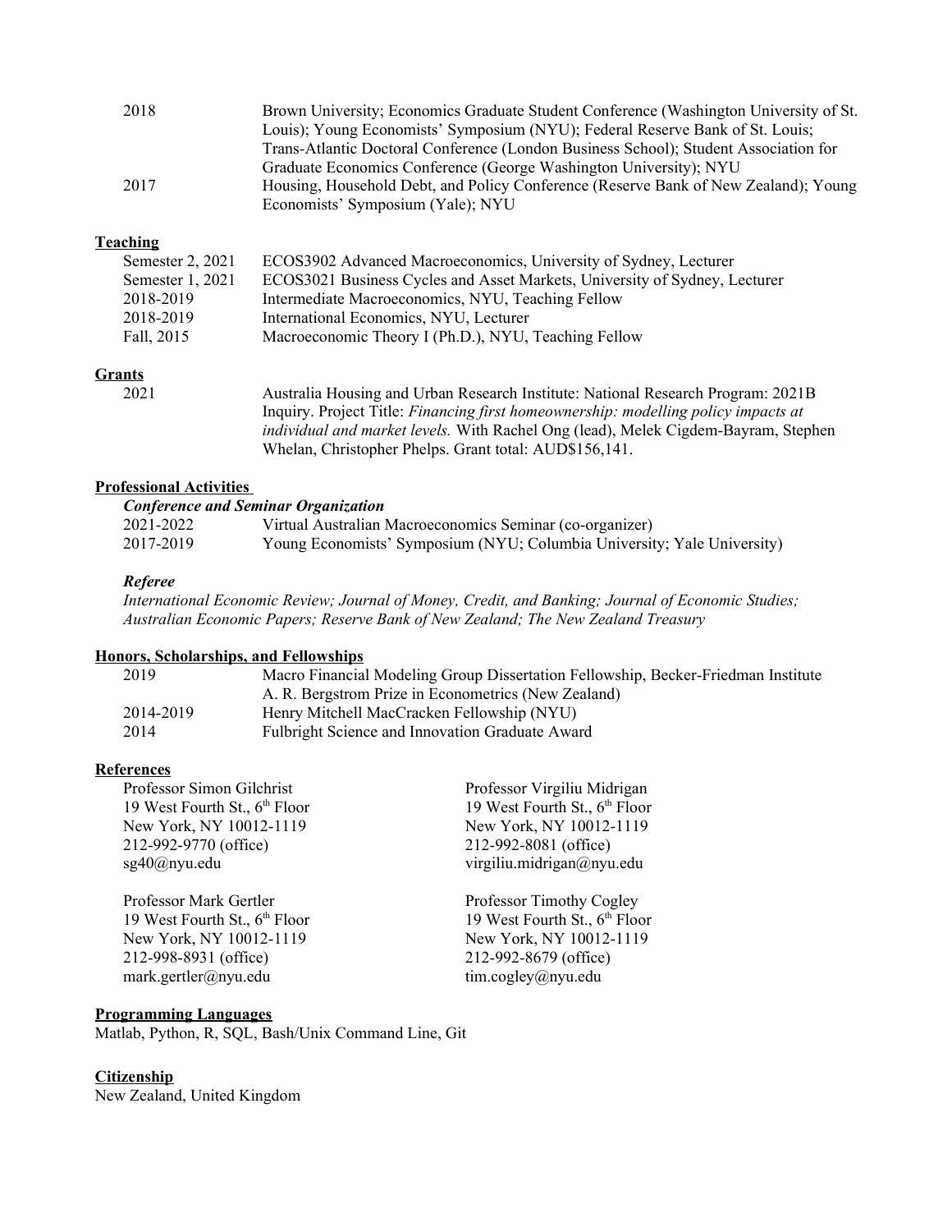| | |
|---|---|
| 2018 | Brown University; Economics Graduate Student Conference (Washington University of St. Louis); Young Economists' Symposium (NYU); Federal Reserve Bank of St. Louis; Trans-Atlantic Doctoral Conference (London Business School); Student Association for Graduate Economics Conference (George Washington University); NYU |
| 2017 | Housing, Household Debt, and Policy Conference (Reserve Bank of New Zealand); Young Economists' Symposium (Yale); NYU |

## Teaching

| | |
|---|---|
| Semester 2, 2021 | ECOS3902 Advanced Macroeconomics, University of Sydney, Lecturer |
| Semester 1, 2021 | ECOS3021 Business Cycles and Asset Markets, University of Sydney, Lecturer |
| 2018-2019 | Intermediate Macroeconomics, NYU, Teaching Fellow |
| 2018-2019 | International Economics, NYU, Lecturer |
| Fall, 2015 | Macroeconomic Theory I (Ph.D.), NYU, Teaching Fellow |

## Grants

| | |
|---|---|
| 2021 | Australia Housing and Urban Research Institute: National Research Program: 2021B Inquiry. Project Title: *Financing first homeownership: modelling policy impacts at individual and market levels.* With Rachel Ong (lead), Melek Cigdem-Bayram, Stephen Whelan, Christopher Phelps. Grant total: AUD$156,141. |

## Professional Activities

### *Conference and Seminar Organization*

| | |
|---|---|
| 2021-2022 | Virtual Australian Macroeconomics Seminar (co-organizer) |
| 2017-2019 | Young Economists' Symposium (NYU; Columbia University; Yale University) |

### *Referee*

*International Economic Review; Journal of Money, Credit, and Banking; Journal of Economic Studies; Australian Economic Papers; Reserve Bank of New Zealand; The New Zealand Treasury*

## Honors, Scholarships, and Fellowships

| | |
|---|---|
| 2019 | Macro Financial Modeling Group Dissertation Fellowship, Becker-Friedman Institute |
| | A. R. Bergstrom Prize in Econometrics (New Zealand) |
| 2014-2019 | Henry Mitchell MacCracken Fellowship (NYU) |
| 2014 | Fulbright Science and Innovation Graduate Award |

## References

Professor Simon Gilchrist
19 West Fourth St., 6th Floor
New York, NY 10012-1119
212-992-9770 (office)
sg40@nyu.edu

Professor Virgiliu Midrigan
19 West Fourth St., 6th Floor
New York, NY 10012-1119
212-992-8081 (office)
virgiliu.midrigan@nyu.edu

Professor Mark Gertler
19 West Fourth St., 6th Floor
New York, NY 10012-1119
212-998-8931 (office)
mark.gertler@nyu.edu

Professor Timothy Cogley
19 West Fourth St., 6th Floor
New York, NY 10012-1119
212-992-8679 (office)
tim.cogley@nyu.edu

## Programming Languages

Matlab, Python, R, SQL, Bash/Unix Command Line, Git

## Citizenship

New Zealand, United Kingdom